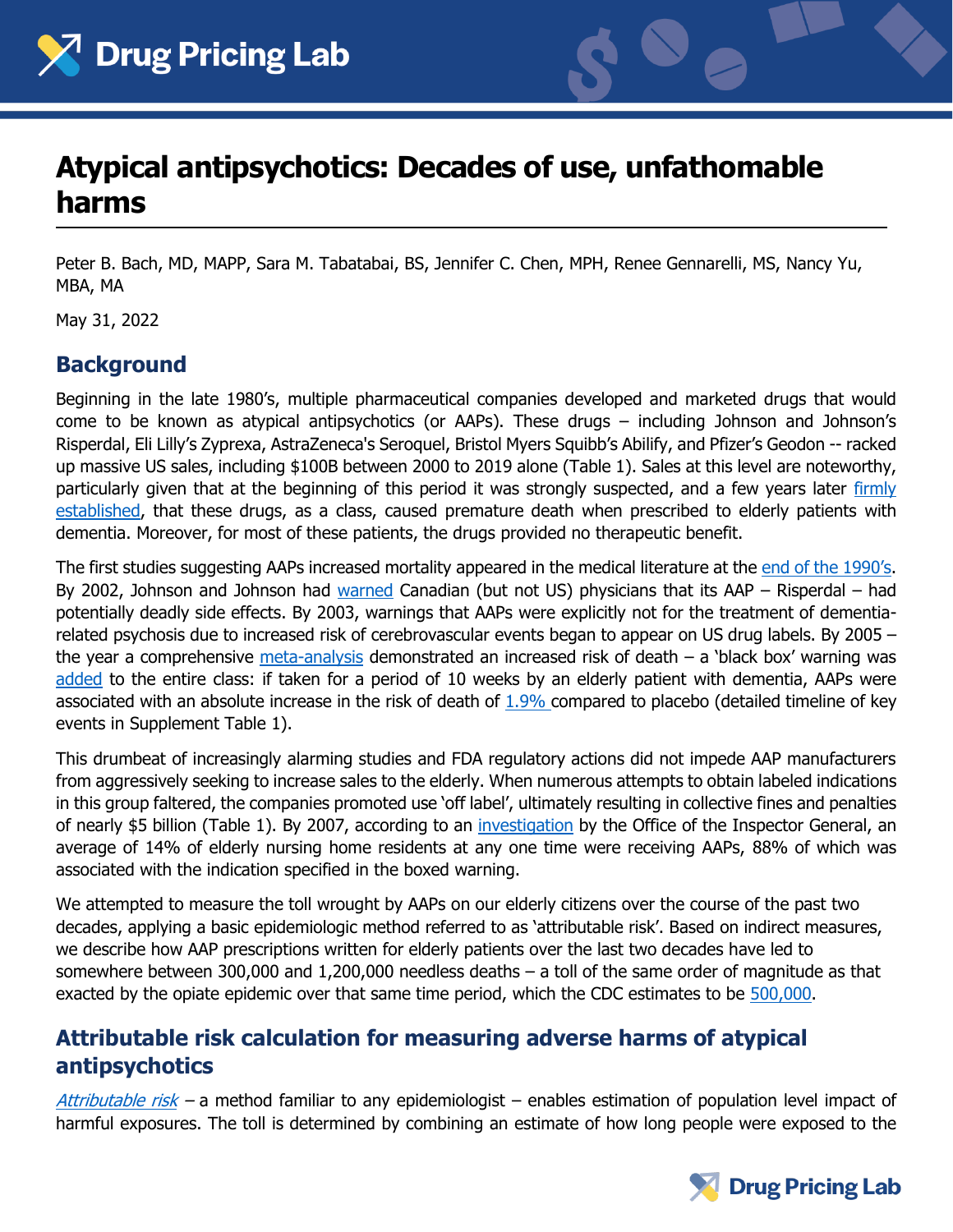# Atypical antipsychotics: Decades of use, unfathomable harms

Peter B. Bach, MD, MAPP, Sara M. Tabatabai, BS, Jennifer C. Chen, MPH, Renee Gennarelli, MS, Nancy Yu, MBA, MA

May 31, 2022

## Background

Beginning in the late 1980's, multiple pharmaceutical companies developed and marketed drugs that would come to be known as atypical antipsychotics (or AAPs). These drugs – including Johnson and Johnson's Risperdal, Eli Lilly's Zyprexa, AstraZeneca's Seroquel, Bristol Myers Squibb's Abilify, and Pfizer's Geodon -- racked up massive US sales, including $100B between 2000 to 2019 alone (Table 1). Sales at this level are noteworthy, particularly given that at the beginning of this period it was strongly suspected, and a few years later firmly established, that these drugs, as a class, caused premature death when prescribed to elderly patients with dementia. Moreover, for most of these patients, the drugs provided no therapeutic benefit.

The first studies suggesting AAPs increased mortality appeared in the medical literature at the end of the 1990's. By 2002, Johnson and Johnson had warned Canadian (but not US) physicians that its AAP – Risperdal – had potentially deadly side effects. By 2003, warnings that AAPs were explicitly not for the treatment of dementia-related psychosis due to increased risk of cerebrovascular events began to appear on US drug labels. By 2005 – the year a comprehensive meta-analysis demonstrated an increased risk of death – a 'black box' warning was added to the entire class: if taken for a period of 10 weeks by an elderly patient with dementia, AAPs were associated with an absolute increase in the risk of death of 1.9% compared to placebo (detailed timeline of key events in Supplement Table 1).

This drumbeat of increasingly alarming studies and FDA regulatory actions did not impede AAP manufacturers from aggressively seeking to increase sales to the elderly. When numerous attempts to obtain labeled indications in this group faltered, the companies promoted use 'off label', ultimately resulting in collective fines and penalties of nearly $5 billion (Table 1). By 2007, according to an investigation by the Office of the Inspector General, an average of 14% of elderly nursing home residents at any one time were receiving AAPs, 88% of which was associated with the indication specified in the boxed warning.

We attempted to measure the toll wrought by AAPs on our elderly citizens over the course of the past two decades, applying a basic epidemiologic method referred to as 'attributable risk'. Based on indirect measures, we describe how AAP prescriptions written for elderly patients over the last two decades have led to somewhere between 300,000 and 1,200,000 needless deaths – a toll of the same order of magnitude as that exacted by the opiate epidemic over that same time period, which the CDC estimates to be 500,000.

## Attributable risk calculation for measuring adverse harms of atypical antipsychotics

*Attributable risk* – a method familiar to any epidemiologist – enables estimation of population level impact of harmful exposures. The toll is determined by combining an estimate of how long people were exposed to the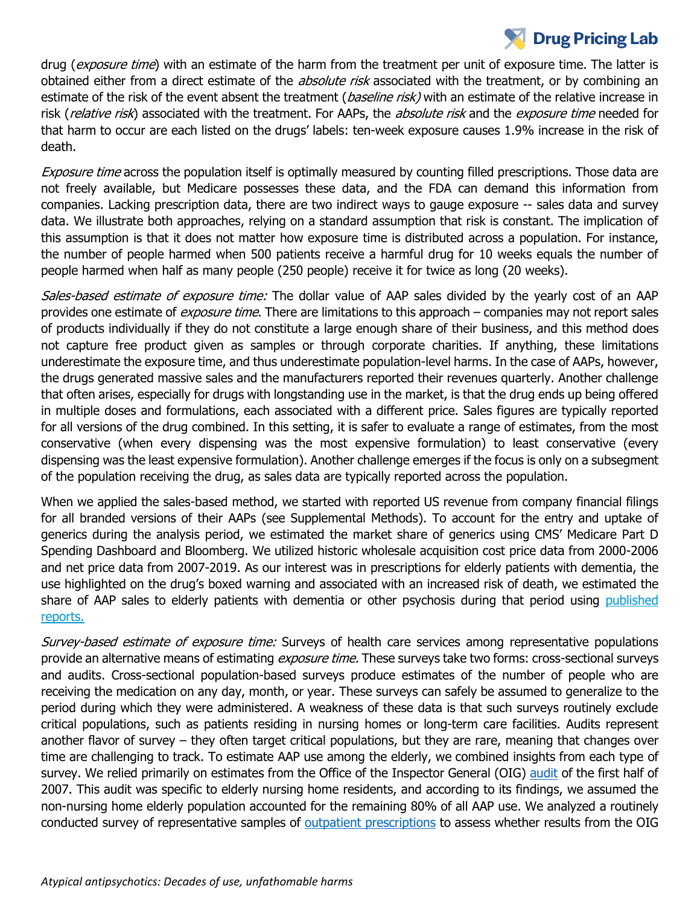drug (*exposure time*) with an estimate of the harm from the treatment per unit of exposure time. The latter is obtained either from a direct estimate of the *absolute risk* associated with the treatment, or by combining an estimate of the risk of the event absent the treatment (*baseline risk)* with an estimate of the relative increase in risk (*relative risk*) associated with the treatment. For AAPs, the *absolute risk* and the *exposure time* needed for that harm to occur are each listed on the drugs' labels: ten-week exposure causes 1.9% increase in the risk of death.

*Exposure time* across the population itself is optimally measured by counting filled prescriptions. Those data are not freely available, but Medicare possesses these data, and the FDA can demand this information from companies. Lacking prescription data, there are two indirect ways to gauge exposure -- sales data and survey data. We illustrate both approaches, relying on a standard assumption that risk is constant. The implication of this assumption is that it does not matter how exposure time is distributed across a population. For instance, the number of people harmed when 500 patients receive a harmful drug for 10 weeks equals the number of people harmed when half as many people (250 people) receive it for twice as long (20 weeks).

*Sales-based estimate of exposure time:* The dollar value of AAP sales divided by the yearly cost of an AAP provides one estimate of *exposure time*. There are limitations to this approach – companies may not report sales of products individually if they do not constitute a large enough share of their business, and this method does not capture free product given as samples or through corporate charities. If anything, these limitations underestimate the exposure time, and thus underestimate population-level harms. In the case of AAPs, however, the drugs generated massive sales and the manufacturers reported their revenues quarterly. Another challenge that often arises, especially for drugs with longstanding use in the market, is that the drug ends up being offered in multiple doses and formulations, each associated with a different price. Sales figures are typically reported for all versions of the drug combined. In this setting, it is safer to evaluate a range of estimates, from the most conservative (when every dispensing was the most expensive formulation) to least conservative (every dispensing was the least expensive formulation). Another challenge emerges if the focus is only on a subsegment of the population receiving the drug, as sales data are typically reported across the population.

When we applied the sales-based method, we started with reported US revenue from company financial filings for all branded versions of their AAPs (see Supplemental Methods). To account for the entry and uptake of generics during the analysis period, we estimated the market share of generics using CMS' Medicare Part D Spending Dashboard and Bloomberg. We utilized historic wholesale acquisition cost price data from 2000-2006 and net price data from 2007-2019. As our interest was in prescriptions for elderly patients with dementia, the use highlighted on the drug's boxed warning and associated with an increased risk of death, we estimated the share of AAP sales to elderly patients with dementia or other psychosis during that period using published reports.

*Survey-based estimate of exposure time:* Surveys of health care services among representative populations provide an alternative means of estimating *exposure time.* These surveys take two forms: cross-sectional surveys and audits. Cross-sectional population-based surveys produce estimates of the number of people who are receiving the medication on any day, month, or year. These surveys can safely be assumed to generalize to the period during which they were administered. A weakness of these data is that such surveys routinely exclude critical populations, such as patients residing in nursing homes or long-term care facilities. Audits represent another flavor of survey – they often target critical populations, but they are rare, meaning that changes over time are challenging to track. To estimate AAP use among the elderly, we combined insights from each type of survey. We relied primarily on estimates from the Office of the Inspector General (OIG) audit of the first half of 2007. This audit was specific to elderly nursing home residents, and according to its findings, we assumed the non-nursing home elderly population accounted for the remaining 80% of all AAP use. We analyzed a routinely conducted survey of representative samples of outpatient prescriptions to assess whether results from the OIG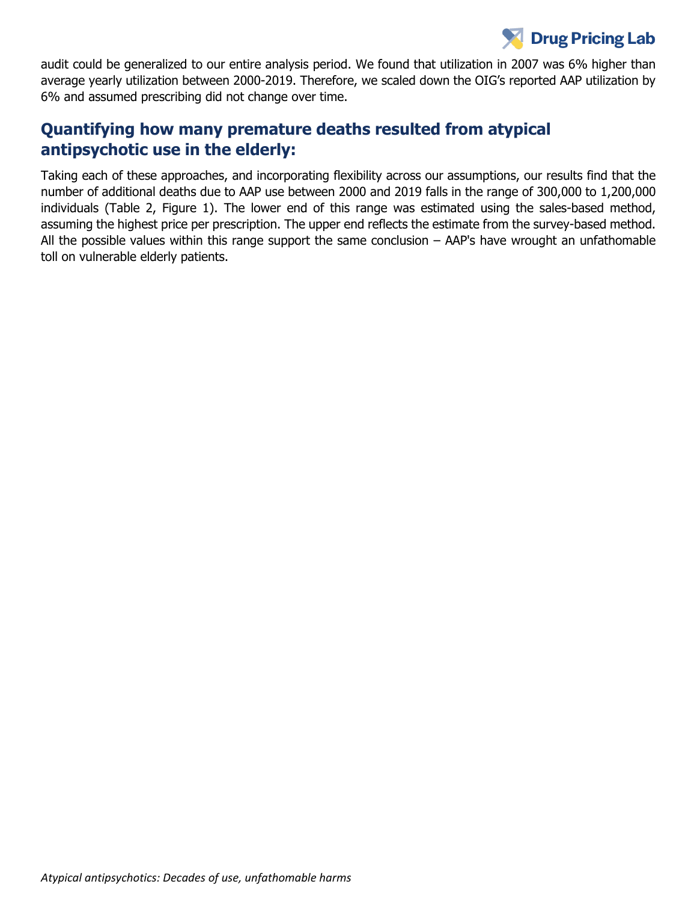audit could be generalized to our entire analysis period. We found that utilization in 2007 was 6% higher than average yearly utilization between 2000-2019. Therefore, we scaled down the OIG's reported AAP utilization by 6% and assumed prescribing did not change over time.

## Quantifying how many premature deaths resulted from atypical antipsychotic use in the elderly:

Taking each of these approaches, and incorporating flexibility across our assumptions, our results find that the number of additional deaths due to AAP use between 2000 and 2019 falls in the range of 300,000 to 1,200,000 individuals (Table 2, Figure 1). The lower end of this range was estimated using the sales-based method, assuming the highest price per prescription. The upper end reflects the estimate from the survey-based method. All the possible values within this range support the same conclusion – AAP's have wrought an unfathomable toll on vulnerable elderly patients.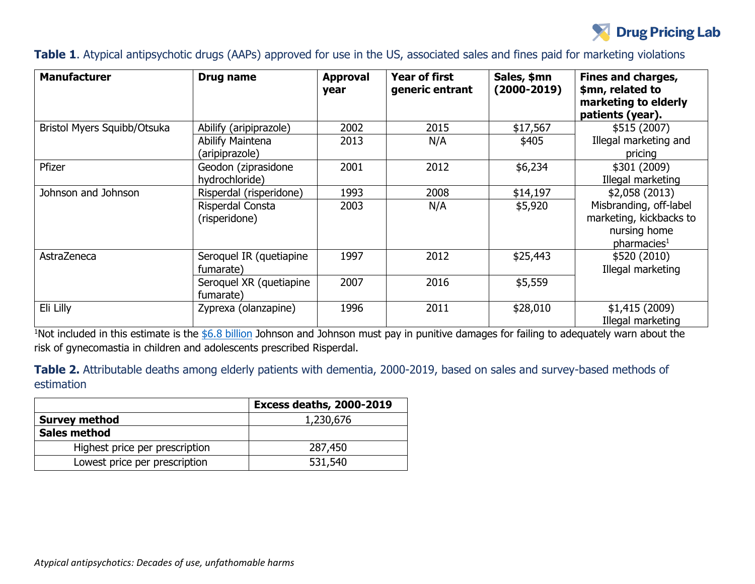**Table 1**. Atypical antipsychotic drugs (AAPs) approved for use in the US, associated sales and fines paid for marketing violations

| Manufacturer | Drug name | Approval year | Year of first generic entrant | Sales, $mn (2000-2019) | Fines and charges, $mn, related to marketing to elderly patients (year). |
|---|---|---|---|---|---|
| Bristol Myers Squibb/Otsuka | Abilify (aripiprazole) | 2002 | 2015 | $17,567 | $515 (2007) Illegal marketing and pricing |
| | Abilify Maintena (aripiprazole) | 2013 | N/A | $405 | |
| Pfizer | Geodon (ziprasidone hydrochloride) | 2001 | 2012 | $6,234 | $301 (2009) Illegal marketing |
| Johnson and Johnson | Risperdal (risperidone) | 1993 | 2008 | $14,197 | $2,058 (2013) Misbranding, off-label marketing, kickbacks to nursing home pharmacies[1] |
| | Risperdal Consta (risperidone) | 2003 | N/A | $5,920 | |
| AstraZeneca | Seroquel IR (quetiapine fumarate) | 1997 | 2012 | $25,443 | $520 (2010) Illegal marketing |
| | Seroquel XR (quetiapine fumarate) | 2007 | 2016 | $5,559 | |
| Eli Lilly | Zyprexa (olanzapine) | 1996 | 2011 | $28,010 | $1,415 (2009) Illegal marketing |

[1]Not included in this estimate is the $6.8 billion Johnson and Johnson must pay in punitive damages for failing to adequately warn about the risk of gynecomastia in children and adolescents prescribed Risperdal.

**Table 2.** Attributable deaths among elderly patients with dementia, 2000-2019, based on sales and survey-based methods of estimation

| | Excess deaths, 2000-2019 |
|---|---|
| **Survey method** | 1,230,676 |
| **Sales method** | |
| Highest price per prescription | 287,450 |
| Lowest price per prescription | 531,540 |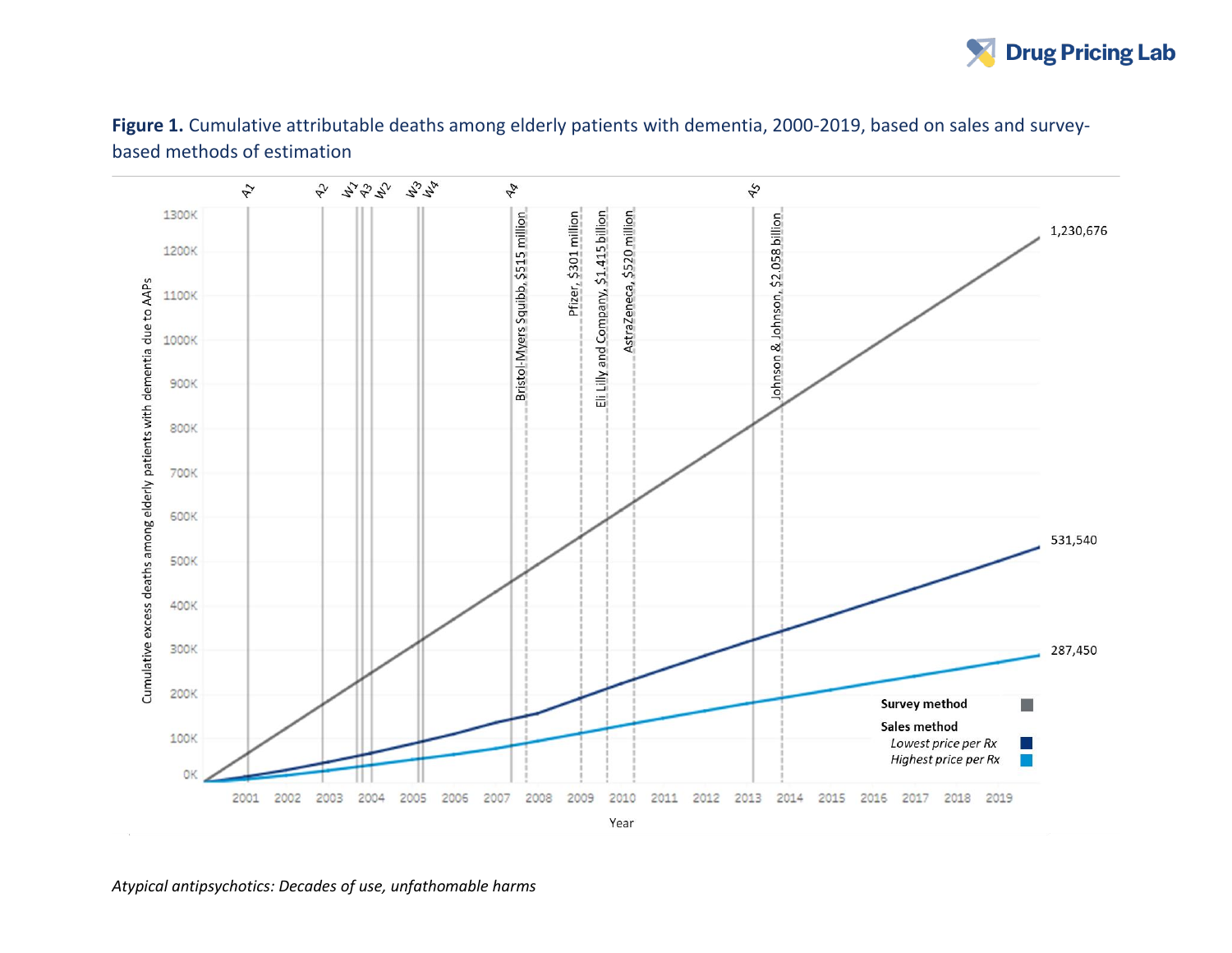**Figure 1.** Cumulative attributable deaths among elderly patients with dementia, 2000-2019, based on sales and survey-based methods of estimation

*Atypical antipsychotics: Decades of use, unfathomable harms*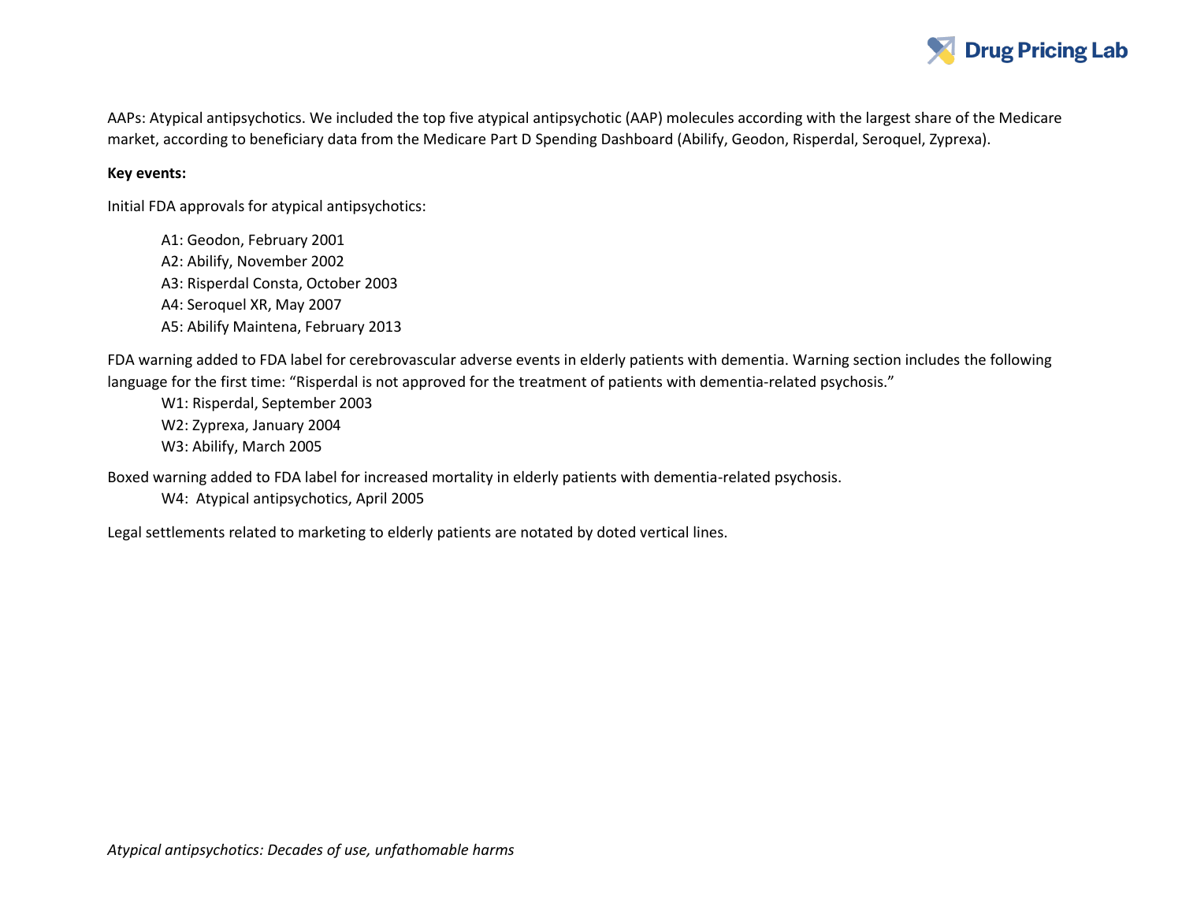AAPs: Atypical antipsychotics. We included the top five atypical antipsychotic (AAP) molecules according with the largest share of the Medicare market, according to beneficiary data from the Medicare Part D Spending Dashboard (Abilify, Geodon, Risperdal, Seroquel, Zyprexa).

**Key events:**

Initial FDA approvals for atypical antipsychotics:

- A1: Geodon, February 2001
- A2: Abilify, November 2002
- A3: Risperdal Consta, October 2003
- A4: Seroquel XR, May 2007
- A5: Abilify Maintena, February 2013

FDA warning added to FDA label for cerebrovascular adverse events in elderly patients with dementia. Warning section includes the following language for the first time: "Risperdal is not approved for the treatment of patients with dementia-related psychosis."

- W1: Risperdal, September 2003
- W2: Zyprexa, January 2004
- W3: Abilify, March 2005

Boxed warning added to FDA label for increased mortality in elderly patients with dementia-related psychosis.

- W4: Atypical antipsychotics, April 2005

Legal settlements related to marketing to elderly patients are notated by doted vertical lines.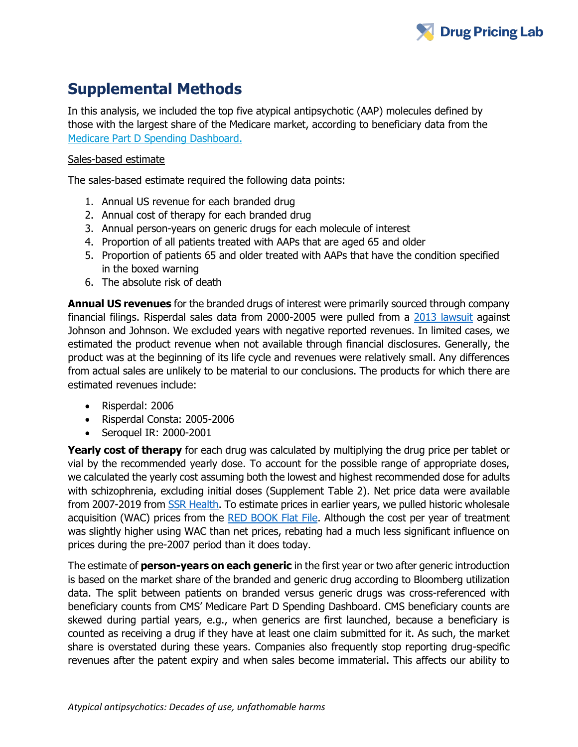# Supplemental Methods

In this analysis, we included the top five atypical antipsychotic (AAP) molecules defined by those with the largest share of the Medicare market, according to beneficiary data from the Medicare Part D Spending Dashboard.

Sales-based estimate

The sales-based estimate required the following data points:

1. Annual US revenue for each branded drug
2. Annual cost of therapy for each branded drug
3. Annual person-years on generic drugs for each molecule of interest
4. Proportion of all patients treated with AAPs that are aged 65 and older
5. Proportion of patients 65 and older treated with AAPs that have the condition specified in the boxed warning
6. The absolute risk of death

**Annual US revenues** for the branded drugs of interest were primarily sourced through company financial filings. Risperdal sales data from 2000-2005 were pulled from a 2013 lawsuit against Johnson and Johnson. We excluded years with negative reported revenues. In limited cases, we estimated the product revenue when not available through financial disclosures. Generally, the product was at the beginning of its life cycle and revenues were relatively small. Any differences from actual sales are unlikely to be material to our conclusions. The products for which there are estimated revenues include:

- Risperdal: 2006
- Risperdal Consta: 2005-2006
- Seroquel IR: 2000-2001

**Yearly cost of therapy** for each drug was calculated by multiplying the drug price per tablet or vial by the recommended yearly dose. To account for the possible range of appropriate doses, we calculated the yearly cost assuming both the lowest and highest recommended dose for adults with schizophrenia, excluding initial doses (Supplement Table 2). Net price data were available from 2007-2019 from SSR Health. To estimate prices in earlier years, we pulled historic wholesale acquisition (WAC) prices from the RED BOOK Flat File. Although the cost per year of treatment was slightly higher using WAC than net prices, rebating had a much less significant influence on prices during the pre-2007 period than it does today.

The estimate of **person-years on each generic** in the first year or two after generic introduction is based on the market share of the branded and generic drug according to Bloomberg utilization data. The split between patients on branded versus generic drugs was cross-referenced with beneficiary counts from CMS' Medicare Part D Spending Dashboard. CMS beneficiary counts are skewed during partial years, e.g., when generics are first launched, because a beneficiary is counted as receiving a drug if they have at least one claim submitted for it. As such, the market share is overstated during these years. Companies also frequently stop reporting drug-specific revenues after the patent expiry and when sales become immaterial. This affects our ability to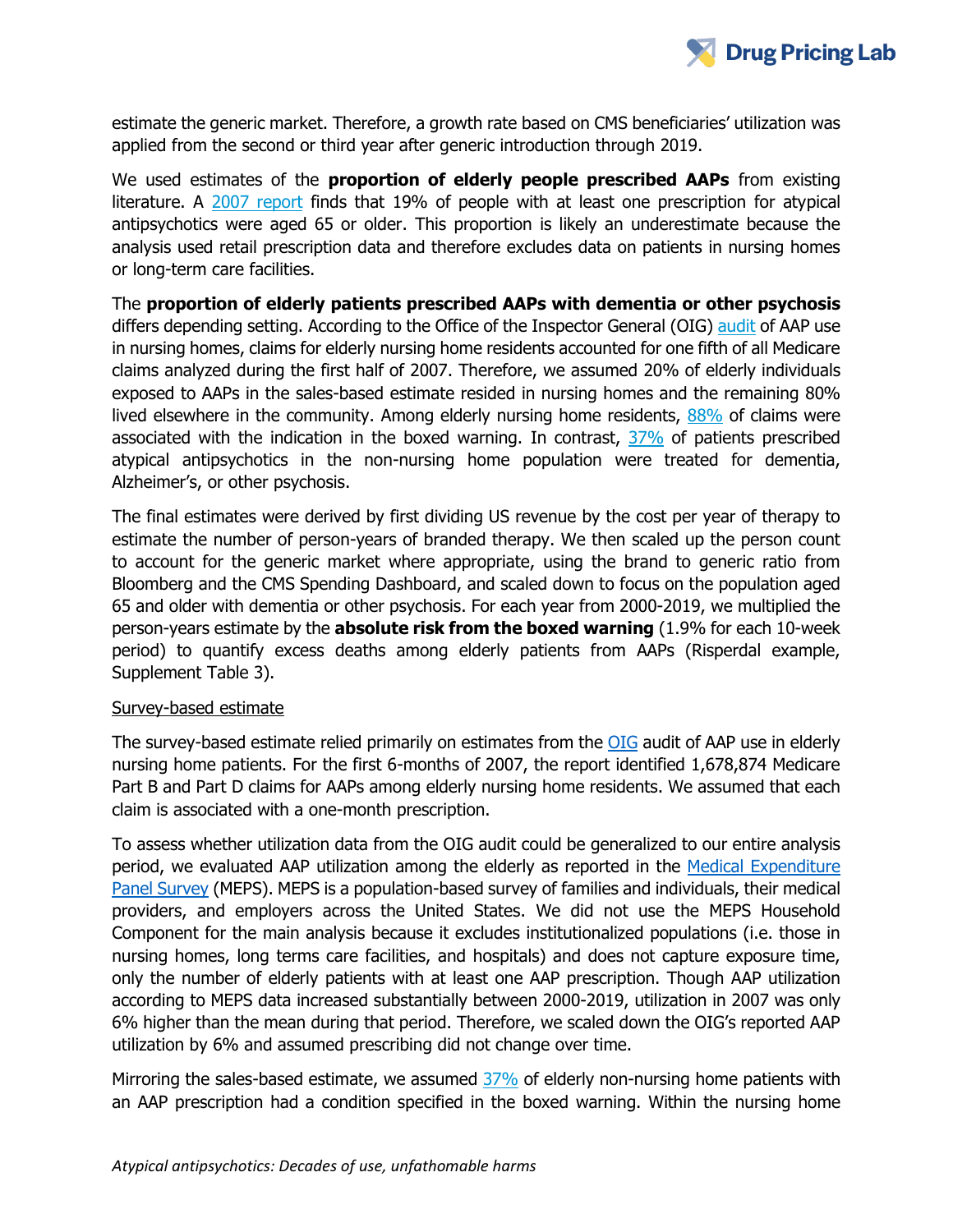estimate the generic market. Therefore, a growth rate based on CMS beneficiaries' utilization was applied from the second or third year after generic introduction through 2019.

We used estimates of the **proportion of elderly people prescribed AAPs** from existing literature. A 2007 report finds that 19% of people with at least one prescription for atypical antipsychotics were aged 65 or older. This proportion is likely an underestimate because the analysis used retail prescription data and therefore excludes data on patients in nursing homes or long-term care facilities.

The **proportion of elderly patients prescribed AAPs with dementia or other psychosis** differs depending setting. According to the Office of the Inspector General (OIG) audit of AAP use in nursing homes, claims for elderly nursing home residents accounted for one fifth of all Medicare claims analyzed during the first half of 2007. Therefore, we assumed 20% of elderly individuals exposed to AAPs in the sales-based estimate resided in nursing homes and the remaining 80% lived elsewhere in the community. Among elderly nursing home residents, 88% of claims were associated with the indication in the boxed warning. In contrast, 37% of patients prescribed atypical antipsychotics in the non-nursing home population were treated for dementia, Alzheimer's, or other psychosis.

The final estimates were derived by first dividing US revenue by the cost per year of therapy to estimate the number of person-years of branded therapy. We then scaled up the person count to account for the generic market where appropriate, using the brand to generic ratio from Bloomberg and the CMS Spending Dashboard, and scaled down to focus on the population aged 65 and older with dementia or other psychosis. For each year from 2000-2019, we multiplied the person-years estimate by the **absolute risk from the boxed warning** (1.9% for each 10-week period) to quantify excess deaths among elderly patients from AAPs (Risperdal example, Supplement Table 3).

Survey-based estimate

The survey-based estimate relied primarily on estimates from the OIG audit of AAP use in elderly nursing home patients. For the first 6-months of 2007, the report identified 1,678,874 Medicare Part B and Part D claims for AAPs among elderly nursing home residents. We assumed that each claim is associated with a one-month prescription.

To assess whether utilization data from the OIG audit could be generalized to our entire analysis period, we evaluated AAP utilization among the elderly as reported in the Medical Expenditure Panel Survey (MEPS). MEPS is a population-based survey of families and individuals, their medical providers, and employers across the United States. We did not use the MEPS Household Component for the main analysis because it excludes institutionalized populations (i.e. those in nursing homes, long terms care facilities, and hospitals) and does not capture exposure time, only the number of elderly patients with at least one AAP prescription. Though AAP utilization according to MEPS data increased substantially between 2000-2019, utilization in 2007 was only 6% higher than the mean during that period. Therefore, we scaled down the OIG's reported AAP utilization by 6% and assumed prescribing did not change over time.

Mirroring the sales-based estimate, we assumed 37% of elderly non-nursing home patients with an AAP prescription had a condition specified in the boxed warning. Within the nursing home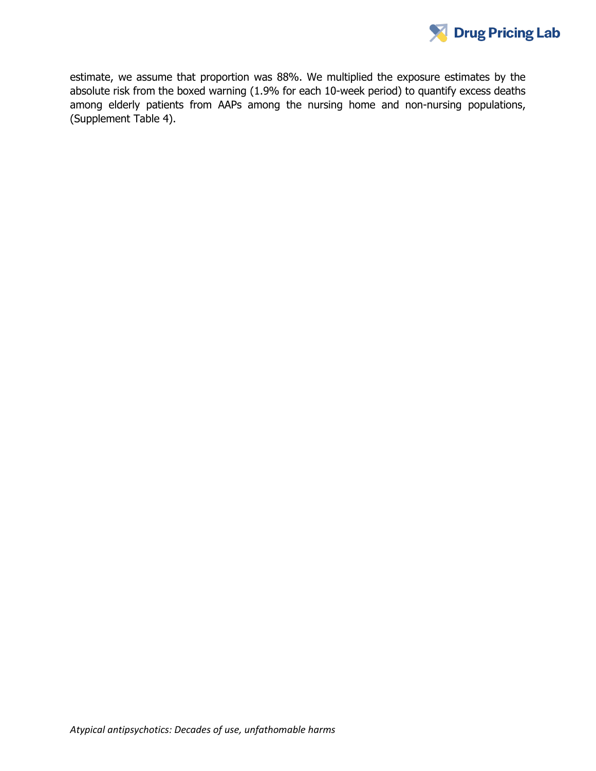estimate, we assume that proportion was 88%. We multiplied the exposure estimates by the absolute risk from the boxed warning (1.9% for each 10-week period) to quantify excess deaths among elderly patients from AAPs among the nursing home and non-nursing populations, (Supplement Table 4).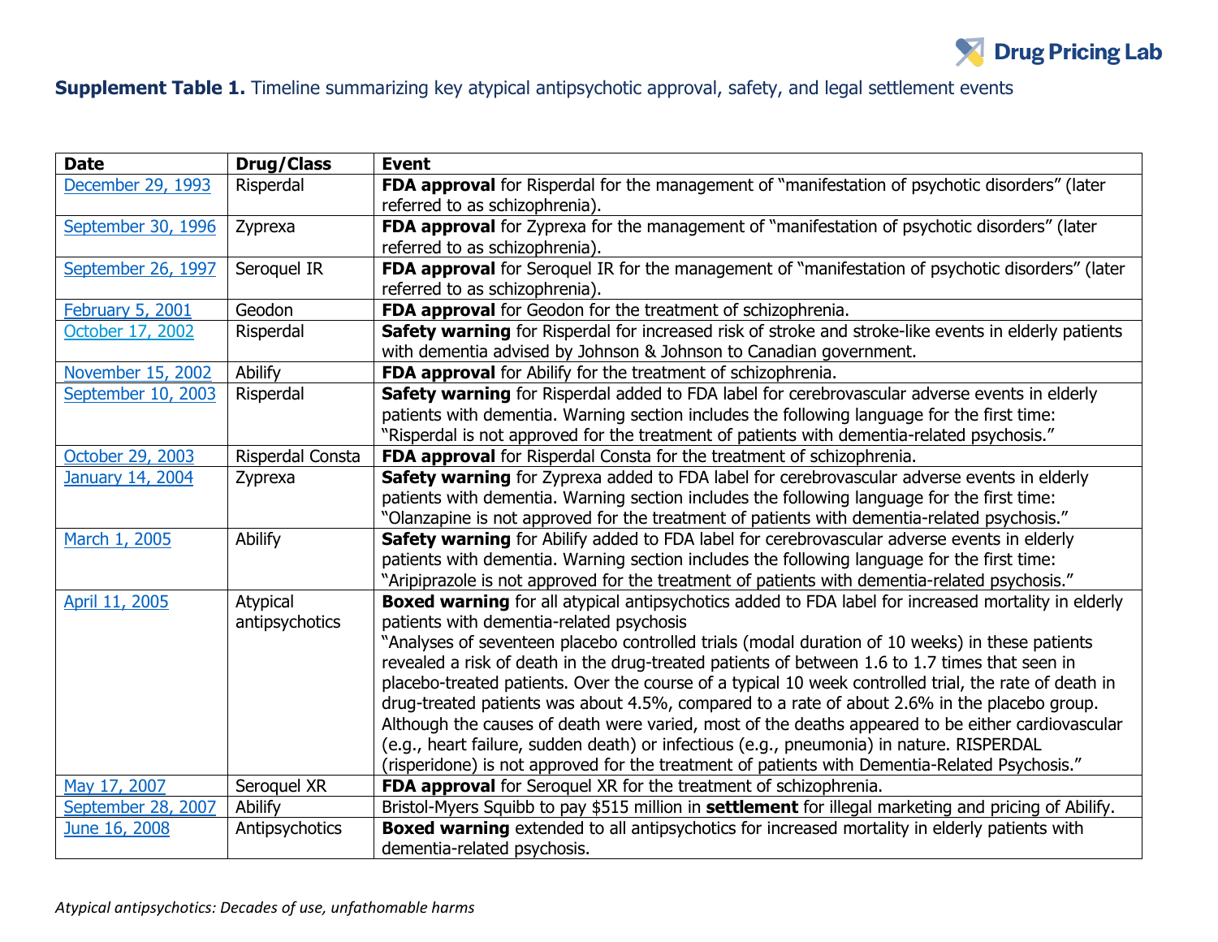**Supplement Table 1.** Timeline summarizing key atypical antipsychotic approval, safety, and legal settlement events

| Date | Drug/Class | Event |
|---|---|---|
| December 29, 1993 | Risperdal | **FDA approval** for Risperdal for the management of "manifestation of psychotic disorders" (later referred to as schizophrenia). |
| September 30, 1996 | Zyprexa | **FDA approval** for Zyprexa for the management of "manifestation of psychotic disorders" (later referred to as schizophrenia). |
| September 26, 1997 | Seroquel IR | **FDA approval** for Seroquel IR for the management of "manifestation of psychotic disorders" (later referred to as schizophrenia). |
| February 5, 2001 | Geodon | **FDA approval** for Geodon for the treatment of schizophrenia. |
| October 17, 2002 | Risperdal | **Safety warning** for Risperdal for increased risk of stroke and stroke-like events in elderly patients with dementia advised by Johnson & Johnson to Canadian government. |
| November 15, 2002 | Abilify | **FDA approval** for Abilify for the treatment of schizophrenia. |
| September 10, 2003 | Risperdal | **Safety warning** for Risperdal added to FDA label for cerebrovascular adverse events in elderly patients with dementia. Warning section includes the following language for the first time: "Risperdal is not approved for the treatment of patients with dementia-related psychosis." |
| October 29, 2003 | Risperdal Consta | **FDA approval** for Risperdal Consta for the treatment of schizophrenia. |
| January 14, 2004 | Zyprexa | **Safety warning** for Zyprexa added to FDA label for cerebrovascular adverse events in elderly patients with dementia. Warning section includes the following language for the first time: "Olanzapine is not approved for the treatment of patients with dementia-related psychosis." |
| March 1, 2005 | Abilify | **Safety warning** for Abilify added to FDA label for cerebrovascular adverse events in elderly patients with dementia. Warning section includes the following language for the first time: "Aripiprazole is not approved for the treatment of patients with dementia-related psychosis." |
| April 11, 2005 | Atypical antipsychotics | **Boxed warning** for all atypical antipsychotics added to FDA label for increased mortality in elderly patients with dementia-related psychosis "Analyses of seventeen placebo controlled trials (modal duration of 10 weeks) in these patients revealed a risk of death in the drug-treated patients of between 1.6 to 1.7 times that seen in placebo-treated patients. Over the course of a typical 10 week controlled trial, the rate of death in drug-treated patients was about 4.5%, compared to a rate of about 2.6% in the placebo group. Although the causes of death were varied, most of the deaths appeared to be either cardiovascular (e.g., heart failure, sudden death) or infectious (e.g., pneumonia) in nature. RISPERDAL (risperidone) is not approved for the treatment of patients with Dementia-Related Psychosis." |
| May 17, 2007 | Seroquel XR | **FDA approval** for Seroquel XR for the treatment of schizophrenia. |
| September 28, 2007 | Abilify | Bristol-Myers Squibb to pay $515 million in **settlement** for illegal marketing and pricing of Abilify. |
| June 16, 2008 | Antipsychotics | **Boxed warning** extended to all antipsychotics for increased mortality in elderly patients with dementia-related psychosis. |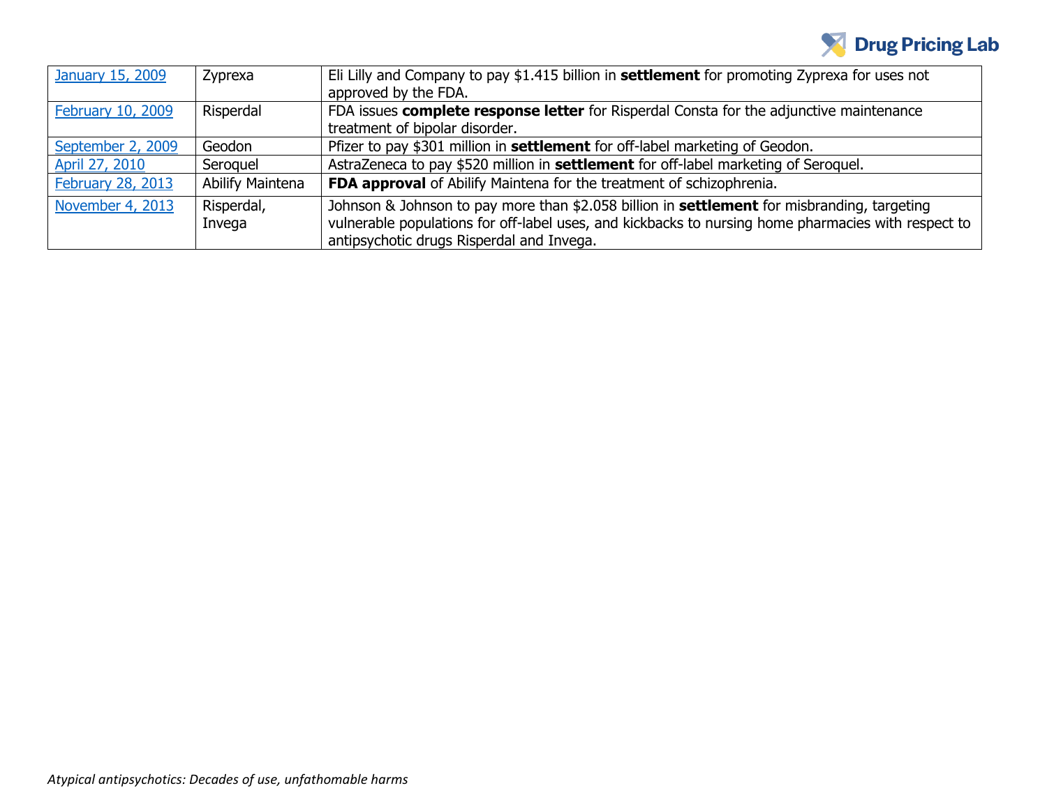| January 15, 2009 | Zyprexa | Eli Lilly and Company to pay $1.415 billion in **settlement** for promoting Zyprexa for uses not approved by the FDA. |
|---|---|---|
| February 10, 2009 | Risperdal | FDA issues **complete response letter** for Risperdal Consta for the adjunctive maintenance treatment of bipolar disorder. |
| September 2, 2009 | Geodon | Pfizer to pay $301 million in **settlement** for off-label marketing of Geodon. |
| April 27, 2010 | Seroquel | AstraZeneca to pay $520 million in **settlement** for off-label marketing of Seroquel. |
| February 28, 2013 | Abilify Maintena | **FDA approval** of Abilify Maintena for the treatment of schizophrenia. |
| November 4, 2013 | Risperdal, Invega | Johnson & Johnson to pay more than $2.058 billion in **settlement** for misbranding, targeting vulnerable populations for off-label uses, and kickbacks to nursing home pharmacies with respect to antipsychotic drugs Risperdal and Invega. |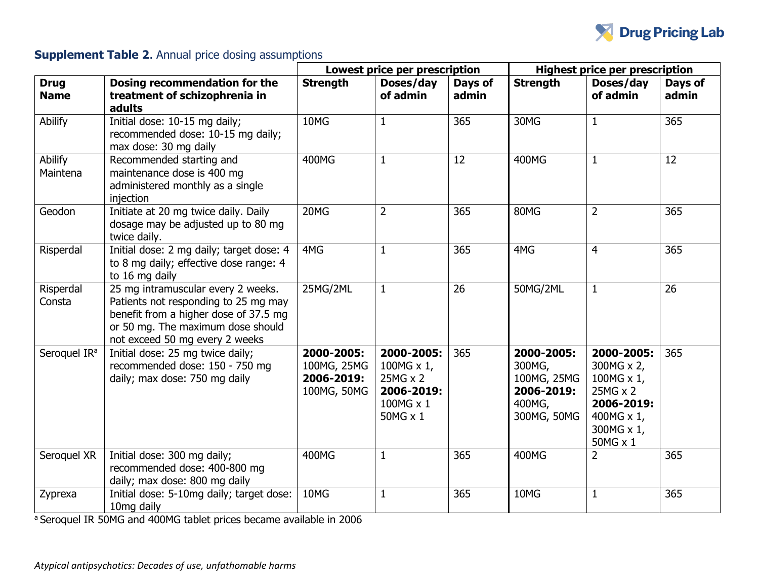**Supplement Table 2**. Annual price dosing assumptions

| | | Lowest price per prescription | | | Highest price per prescription | | |
|---|---|---|---|---|---|---|---|
| **Drug Name** | **Dosing recommendation for the treatment of schizophrenia in adults** | **Strength** | **Doses/day of admin** | **Days of admin** | **Strength** | **Doses/day of admin** | **Days of admin** |
| Abilify | Initial dose: 10-15 mg daily; recommended dose: 10-15 mg daily; max dose: 30 mg daily | 10MG | 1 | 365 | 30MG | 1 | 365 |
| Abilify Maintena | Recommended starting and maintenance dose is 400 mg administered monthly as a single injection | 400MG | 1 | 12 | 400MG | 1 | 12 |
| Geodon | Initiate at 20 mg twice daily. Daily dosage may be adjusted up to 80 mg twice daily. | 20MG | 2 | 365 | 80MG | 2 | 365 |
| Risperdal | Initial dose: 2 mg daily; target dose: 4 to 8 mg daily; effective dose range: 4 to 16 mg daily | 4MG | 1 | 365 | 4MG | 4 | 365 |
| Risperdal Consta | 25 mg intramuscular every 2 weeks. Patients not responding to 25 mg may benefit from a higher dose of 37.5 mg or 50 mg. The maximum dose should not exceed 50 mg every 2 weeks | 25MG/2ML | 1 | 26 | 50MG/2ML | 1 | 26 |
| Seroquel IR[a] | Initial dose: 25 mg twice daily; recommended dose: 150 - 750 mg daily; max dose: 750 mg daily | **2000-2005:** 100MG, 25MG **2006-2019:** 100MG, 50MG | **2000-2005:** 100MG x 1, 25MG x 2 **2006-2019:** 100MG x 1 50MG x 1 | 365 | **2000-2005:** 300MG, 100MG, 25MG **2006-2019:** 400MG, 300MG, 50MG | **2000-2005:** 300MG x 2, 100MG x 1, 25MG x 2 **2006-2019:** 400MG x 1, 300MG x 1, 50MG x 1 | 365 |
| Seroquel XR | Initial dose: 300 mg daily; recommended dose: 400-800 mg daily; max dose: 800 mg daily | 400MG | 1 | 365 | 400MG | 2 | 365 |
| Zyprexa | Initial dose: 5-10mg daily; target dose: 10mg daily | 10MG | 1 | 365 | 10MG | 1 | 365 |

[a] Seroquel IR 50MG and 400MG tablet prices became available in 2006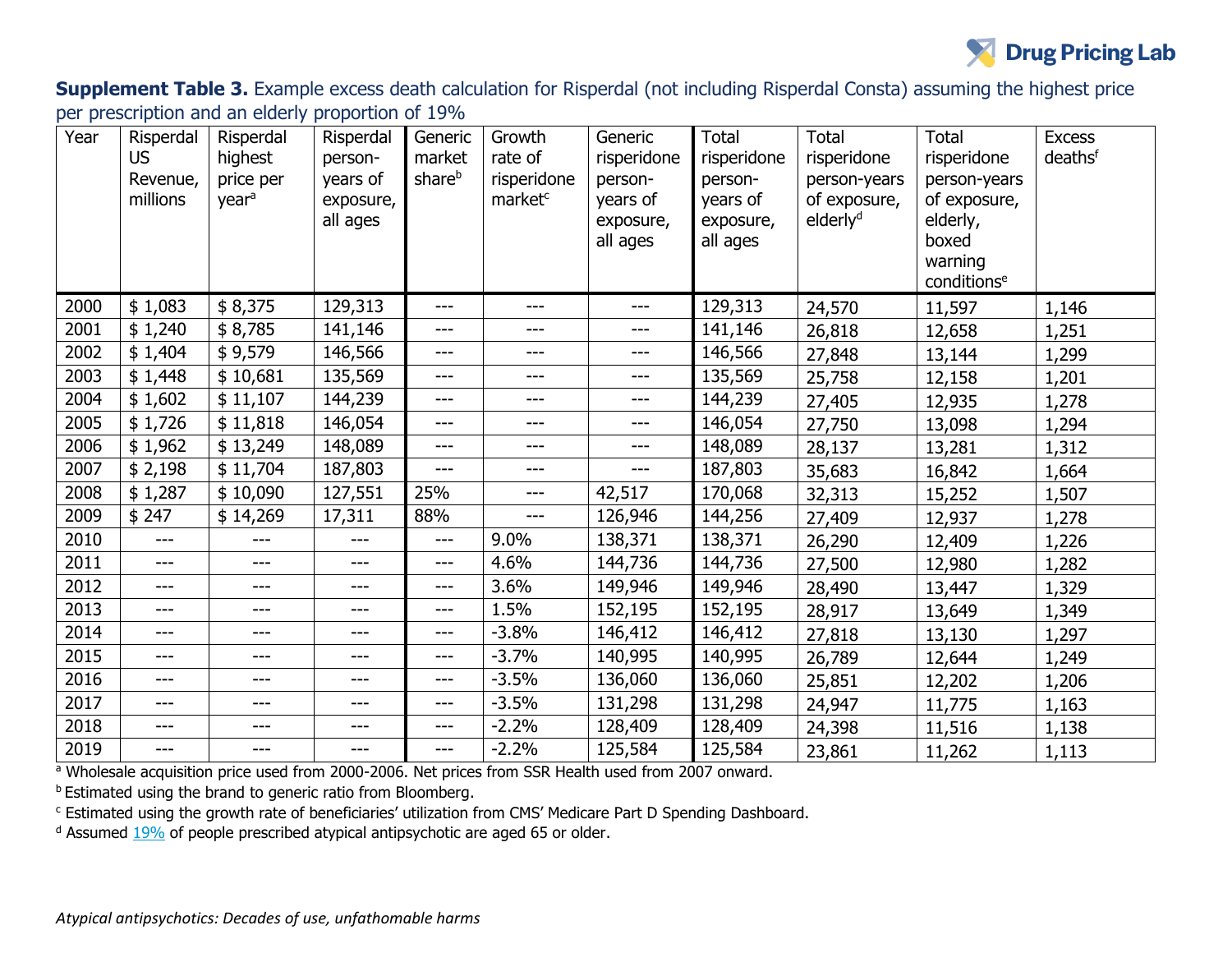**Supplement Table 3.** Example excess death calculation for Risperdal (not including Risperdal Consta) assuming the highest price per prescription and an elderly proportion of 19%

| Year | Risperdal US Revenue, millions | Risperdal highest price per year[a] | Risperdal person-years of exposure, all ages | Generic market share[b] | Growth rate of risperidone market[c] | Generic risperidone person-years of exposure, all ages | Total risperidone person-years of exposure, all ages | Total risperidone person-years of exposure, elderly[d] | Total risperidone person-years of exposure, elderly, boxed warning conditions[e] | Excess deaths[f] |
|---|---|---|---|---|---|---|---|---|---|---|
| 2000 | $ 1,083 | $ 8,375 | 129,313 | --- | --- | --- | 129,313 | 24,570 | 11,597 | 1,146 |
| 2001 | $ 1,240 | $ 8,785 | 141,146 | --- | --- | --- | 141,146 | 26,818 | 12,658 | 1,251 |
| 2002 | $ 1,404 | $ 9,579 | 146,566 | --- | --- | --- | 146,566 | 27,848 | 13,144 | 1,299 |
| 2003 | $ 1,448 | $ 10,681 | 135,569 | --- | --- | --- | 135,569 | 25,758 | 12,158 | 1,201 |
| 2004 | $ 1,602 | $ 11,107 | 144,239 | --- | --- | --- | 144,239 | 27,405 | 12,935 | 1,278 |
| 2005 | $ 1,726 | $ 11,818 | 146,054 | --- | --- | --- | 146,054 | 27,750 | 13,098 | 1,294 |
| 2006 | $ 1,962 | $ 13,249 | 148,089 | --- | --- | --- | 148,089 | 28,137 | 13,281 | 1,312 |
| 2007 | $ 2,198 | $ 11,704 | 187,803 | --- | --- | --- | 187,803 | 35,683 | 16,842 | 1,664 |
| 2008 | $ 1,287 | $ 10,090 | 127,551 | 25% | --- | 42,517 | 170,068 | 32,313 | 15,252 | 1,507 |
| 2009 | $ 247 | $ 14,269 | 17,311 | 88% | --- | 126,946 | 144,256 | 27,409 | 12,937 | 1,278 |
| 2010 | --- | --- | --- | --- | 9.0% | 138,371 | 138,371 | 26,290 | 12,409 | 1,226 |
| 2011 | --- | --- | --- | --- | 4.6% | 144,736 | 144,736 | 27,500 | 12,980 | 1,282 |
| 2012 | --- | --- | --- | --- | 3.6% | 149,946 | 149,946 | 28,490 | 13,447 | 1,329 |
| 2013 | --- | --- | --- | --- | 1.5% | 152,195 | 152,195 | 28,917 | 13,649 | 1,349 |
| 2014 | --- | --- | --- | --- | -3.8% | 146,412 | 146,412 | 27,818 | 13,130 | 1,297 |
| 2015 | --- | --- | --- | --- | -3.7% | 140,995 | 140,995 | 26,789 | 12,644 | 1,249 |
| 2016 | --- | --- | --- | --- | -3.5% | 136,060 | 136,060 | 25,851 | 12,202 | 1,206 |
| 2017 | --- | --- | --- | --- | -3.5% | 131,298 | 131,298 | 24,947 | 11,775 | 1,163 |
| 2018 | --- | --- | --- | --- | -2.2% | 128,409 | 128,409 | 24,398 | 11,516 | 1,138 |
| 2019 | --- | --- | --- | --- | -2.2% | 125,584 | 125,584 | 23,861 | 11,262 | 1,113 |

[a] Wholesale acquisition price used from 2000-2006. Net prices from SSR Health used from 2007 onward.

[b] Estimated using the brand to generic ratio from Bloomberg.

[c] Estimated using the growth rate of beneficiaries' utilization from CMS' Medicare Part D Spending Dashboard.

[d] Assumed 19% of people prescribed atypical antipsychotic are aged 65 or older.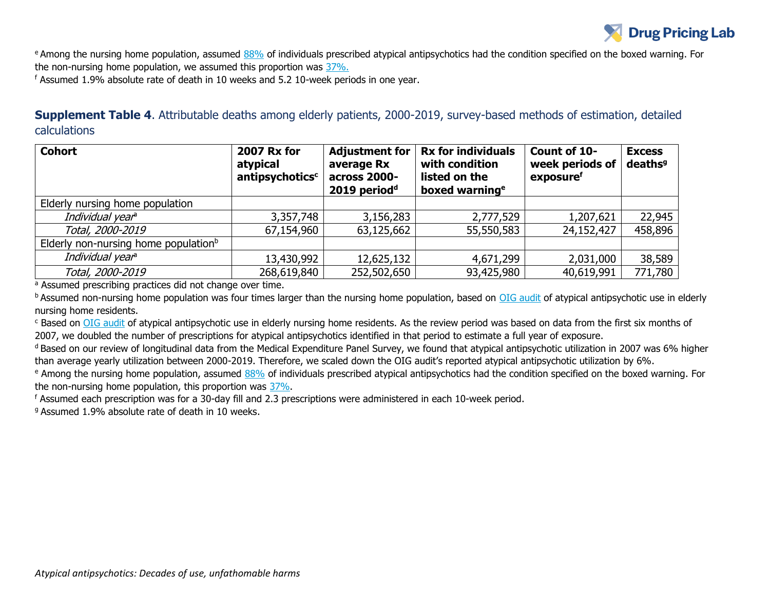[e] Among the nursing home population, assumed 88% of individuals prescribed atypical antipsychotics had the condition specified on the boxed warning. For the non-nursing home population, we assumed this proportion was 37%.

[f] Assumed 1.9% absolute rate of death in 10 weeks and 5.2 10-week periods in one year.

**Supplement Table 4**. Attributable deaths among elderly patients, 2000-2019, survey-based methods of estimation, detailed calculations

| Cohort | 2007 Rx for atypical antipsychotics[c] | Adjustment for average Rx across 2000-2019 period[d] | Rx for individuals with condition listed on the boxed warning[e] | Count of 10-week periods of exposure[f] | Excess deaths[g] |
|---|---|---|---|---|---|
| Elderly nursing home population | | | | | |
| *Individual year[a]* | 3,357,748 | 3,156,283 | 2,777,529 | 1,207,621 | 22,945 |
| *Total, 2000-2019* | 67,154,960 | 63,125,662 | 55,550,583 | 24,152,427 | 458,896 |
| Elderly non-nursing home population[b] | | | | | |
| *Individual year[a]* | 13,430,992 | 12,625,132 | 4,671,299 | 2,031,000 | 38,589 |
| *Total, 2000-2019* | 268,619,840 | 252,502,650 | 93,425,980 | 40,619,991 | 771,780 |

[a] Assumed prescribing practices did not change over time.

[b] Assumed non-nursing home population was four times larger than the nursing home population, based on OIG audit of atypical antipsychotic use in elderly nursing home residents.

[c] Based on OIG audit of atypical antipsychotic use in elderly nursing home residents. As the review period was based on data from the first six months of 2007, we doubled the number of prescriptions for atypical antipsychotics identified in that period to estimate a full year of exposure.

[d] Based on our review of longitudinal data from the Medical Expenditure Panel Survey, we found that atypical antipsychotic utilization in 2007 was 6% higher than average yearly utilization between 2000-2019. Therefore, we scaled down the OIG audit's reported atypical antipsychotic utilization by 6%.

[e] Among the nursing home population, assumed 88% of individuals prescribed atypical antipsychotics had the condition specified on the boxed warning. For the non-nursing home population, this proportion was 37%.

[f] Assumed each prescription was for a 30-day fill and 2.3 prescriptions were administered in each 10-week period.

[g] Assumed 1.9% absolute rate of death in 10 weeks.